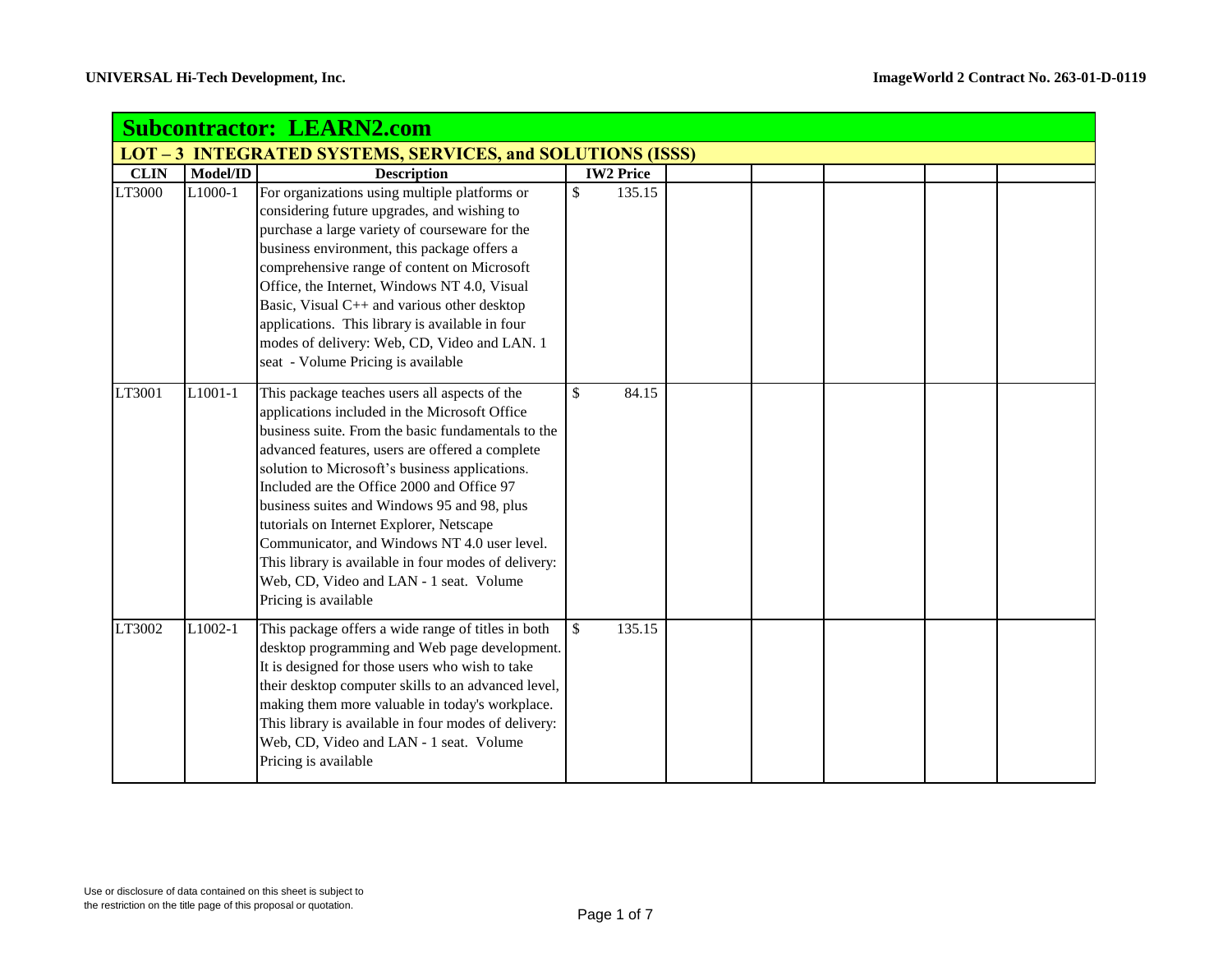## Subcontractor: LEARN2.com

### LOT – 3 INTEGRATED SYSTEMS, SERVICES, and SOLUTIONS (ISSS)

| CLIN | Model/ID | Description | IW2 Price | | | | | |
|---|---|---|---|---|---|---|---|---|
| LT3000 | L1000-1 | For organizations using multiple platforms or considering future upgrades, and wishing to purchase a large variety of courseware for the business environment, this package offers a comprehensive range of content on Microsoft Office, the Internet, Windows NT 4.0, Visual Basic, Visual C++ and various other desktop applications. This library is available in four modes of delivery: Web, CD, Video and LAN. 1 seat - Volume Pricing is available | $ 135.15 | | | | | |
| LT3001 | L1001-1 | This package teaches users all aspects of the applications included in the Microsoft Office business suite. From the basic fundamentals to the advanced features, users are offered a complete solution to Microsoft's business applications. Included are the Office 2000 and Office 97 business suites and Windows 95 and 98, plus tutorials on Internet Explorer, Netscape Communicator, and Windows NT 4.0 user level. This library is available in four modes of delivery: Web, CD, Video and LAN - 1 seat. Volume Pricing is available | $ 84.15 | | | | | |
| LT3002 | L1002-1 | This package offers a wide range of titles in both desktop programming and Web page development. It is designed for those users who wish to take their desktop computer skills to an advanced level, making them more valuable in today's workplace. This library is available in four modes of delivery: Web, CD, Video and LAN - 1 seat. Volume Pricing is available | $ 135.15 | | | | | |

Use or disclosure of data contained on this sheet is subject to the restriction on the title page of this proposal or quotation.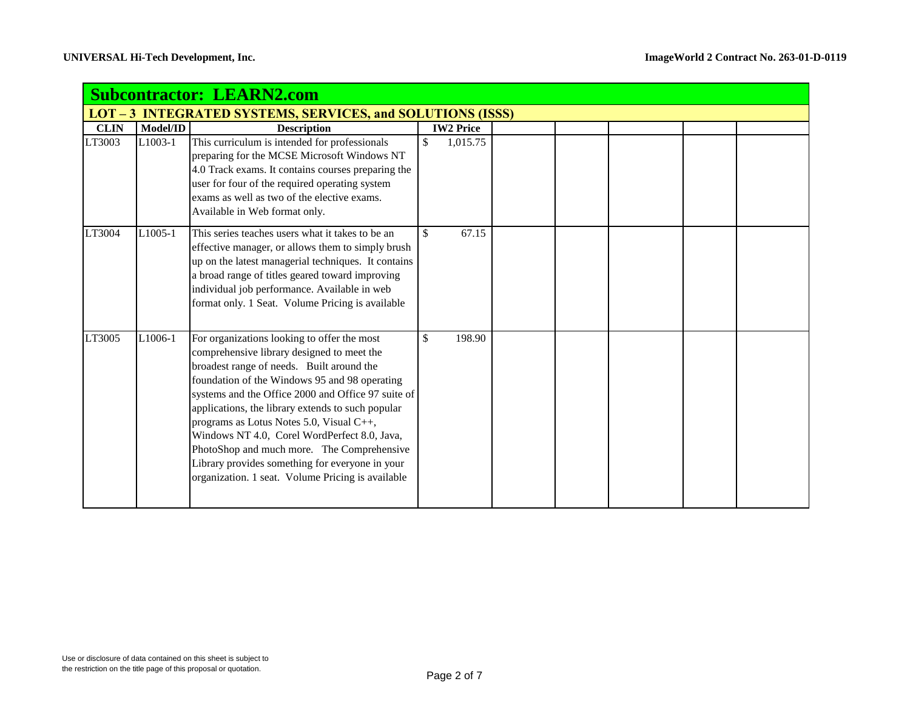## Subcontractor: LEARN2.com

### LOT – 3 INTEGRATED SYSTEMS, SERVICES, and SOLUTIONS (ISSS)

| CLIN | Model/ID | Description | IW2 Price | | | | | |
|---|---|---|---|---|---|---|---|---|
| LT3003 | L1003-1 | This curriculum is intended for professionals preparing for the MCSE Microsoft Windows NT 4.0 Track exams. It contains courses preparing the user for four of the required operating system exams as well as two of the elective exams. Available in Web format only. | $ 1,015.75 | | | | | |
| LT3004 | L1005-1 | This series teaches users what it takes to be an effective manager, or allows them to simply brush up on the latest managerial techniques. It contains a broad range of titles geared toward improving individual job performance. Available in web format only. 1 Seat. Volume Pricing is available | $ 67.15 | | | | | |
| LT3005 | L1006-1 | For organizations looking to offer the most comprehensive library designed to meet the broadest range of needs. Built around the foundation of the Windows 95 and 98 operating systems and the Office 2000 and Office 97 suite of applications, the library extends to such popular programs as Lotus Notes 5.0, Visual C++, Windows NT 4.0, Corel WordPerfect 8.0, Java, PhotoShop and much more. The Comprehensive Library provides something for everyone in your organization. 1 seat. Volume Pricing is available | $ 198.90 | | | | | |

Use or disclosure of data contained on this sheet is subject to the restriction on the title page of this proposal or quotation.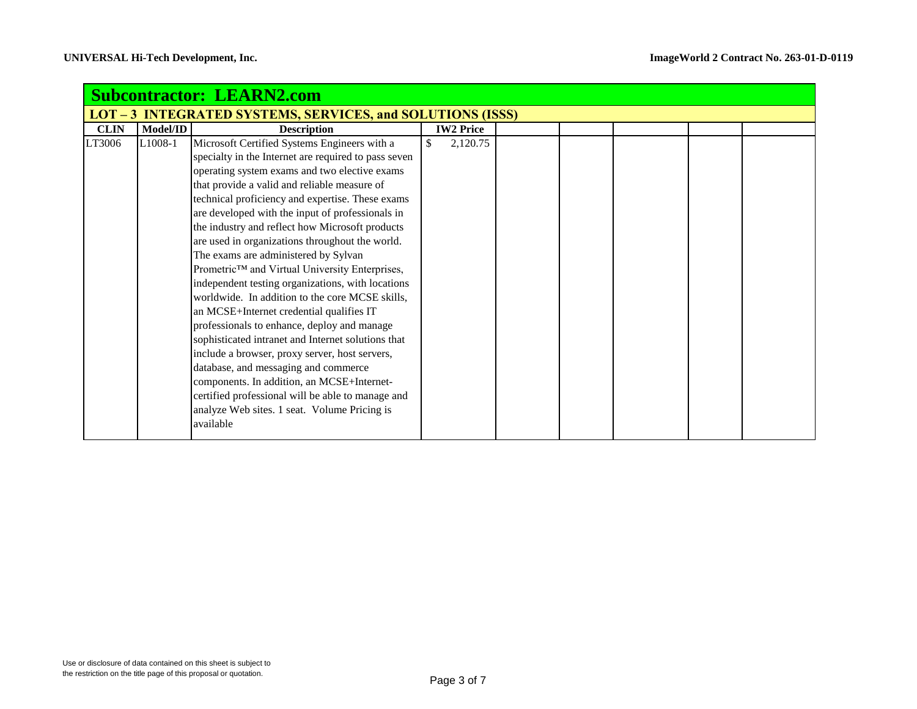## Subcontractor: LEARN2.com

### LOT – 3 INTEGRATED SYSTEMS, SERVICES, and SOLUTIONS (ISSS)

| CLIN | Model/ID | Description | IW2 Price | | | | | |
|---|---|---|---|---|---|---|---|---|
| LT3006 | L1008-1 | Microsoft Certified Systems Engineers with a specialty in the Internet are required to pass seven operating system exams and two elective exams that provide a valid and reliable measure of technical proficiency and expertise. These exams are developed with the input of professionals in the industry and reflect how Microsoft products are used in organizations throughout the world. The exams are administered by Sylvan Prometric™ and Virtual University Enterprises, independent testing organizations, with locations worldwide. In addition to the core MCSE skills, an MCSE+Internet credential qualifies IT professionals to enhance, deploy and manage sophisticated intranet and Internet solutions that include a browser, proxy server, host servers, database, and messaging and commerce components. In addition, an MCSE+Internet-certified professional will be able to manage and analyze Web sites. 1 seat. Volume Pricing is available | $ 2,120.75 | | | | | |

Use or disclosure of data contained on this sheet is subject to the restriction on the title page of this proposal or quotation.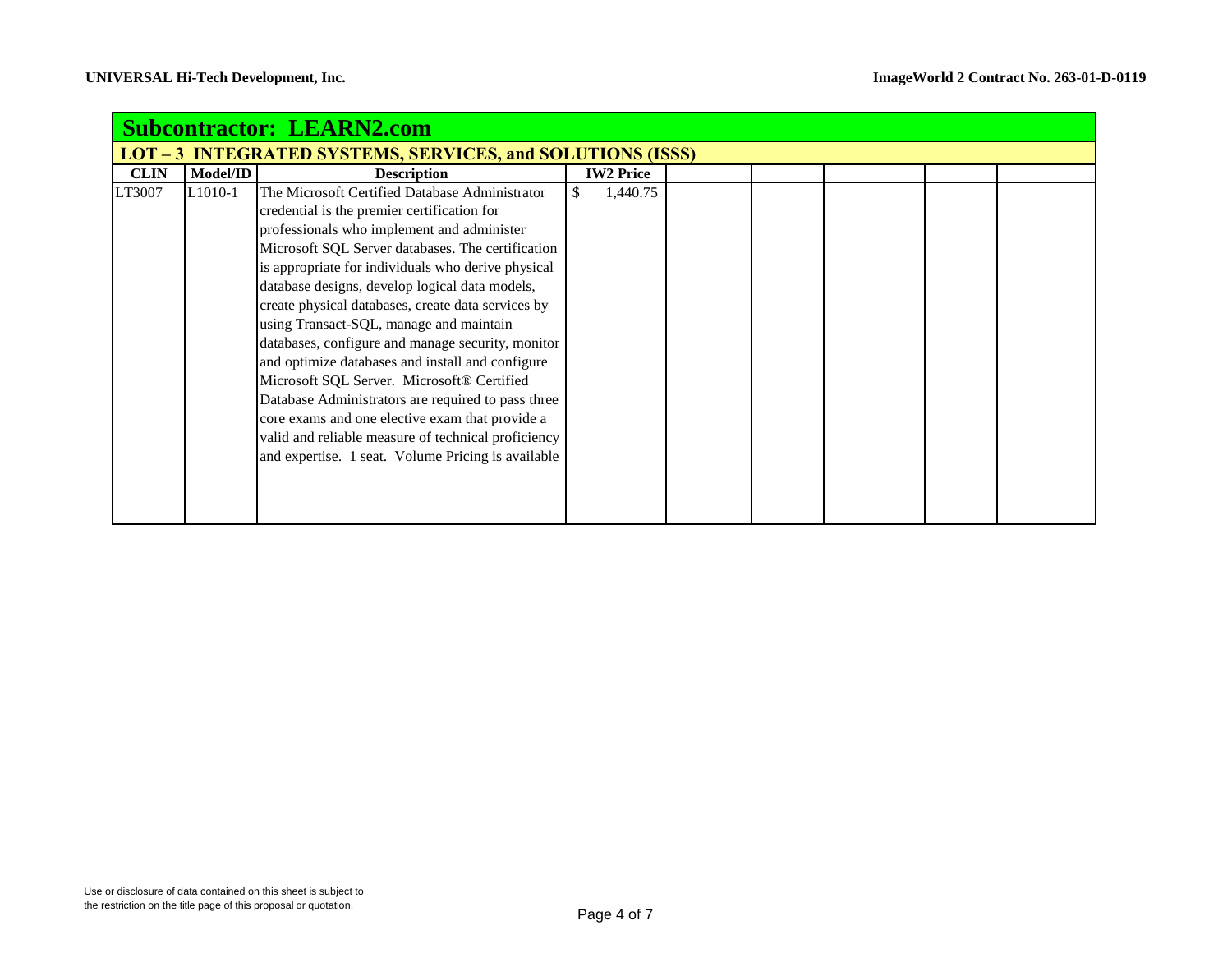## Subcontractor: LEARN2.com

### LOT – 3 INTEGRATED SYSTEMS, SERVICES, and SOLUTIONS (ISSS)

| CLIN | Model/ID | Description | IW2 Price | | | | | |
|---|---|---|---|---|---|---|---|---|
| LT3007 | L1010-1 | The Microsoft Certified Database Administrator credential is the premier certification for professionals who implement and administer Microsoft SQL Server databases. The certification is appropriate for individuals who derive physical database designs, develop logical data models, create physical databases, create data services by using Transact-SQL, manage and maintain databases, configure and manage security, monitor and optimize databases and install and configure Microsoft SQL Server. Microsoft® Certified Database Administrators are required to pass three core exams and one elective exam that provide a valid and reliable measure of technical proficiency and expertise. 1 seat. Volume Pricing is available | $ 1,440.75 | | | | | |

Use or disclosure of data contained on this sheet is subject to the restriction on the title page of this proposal or quotation.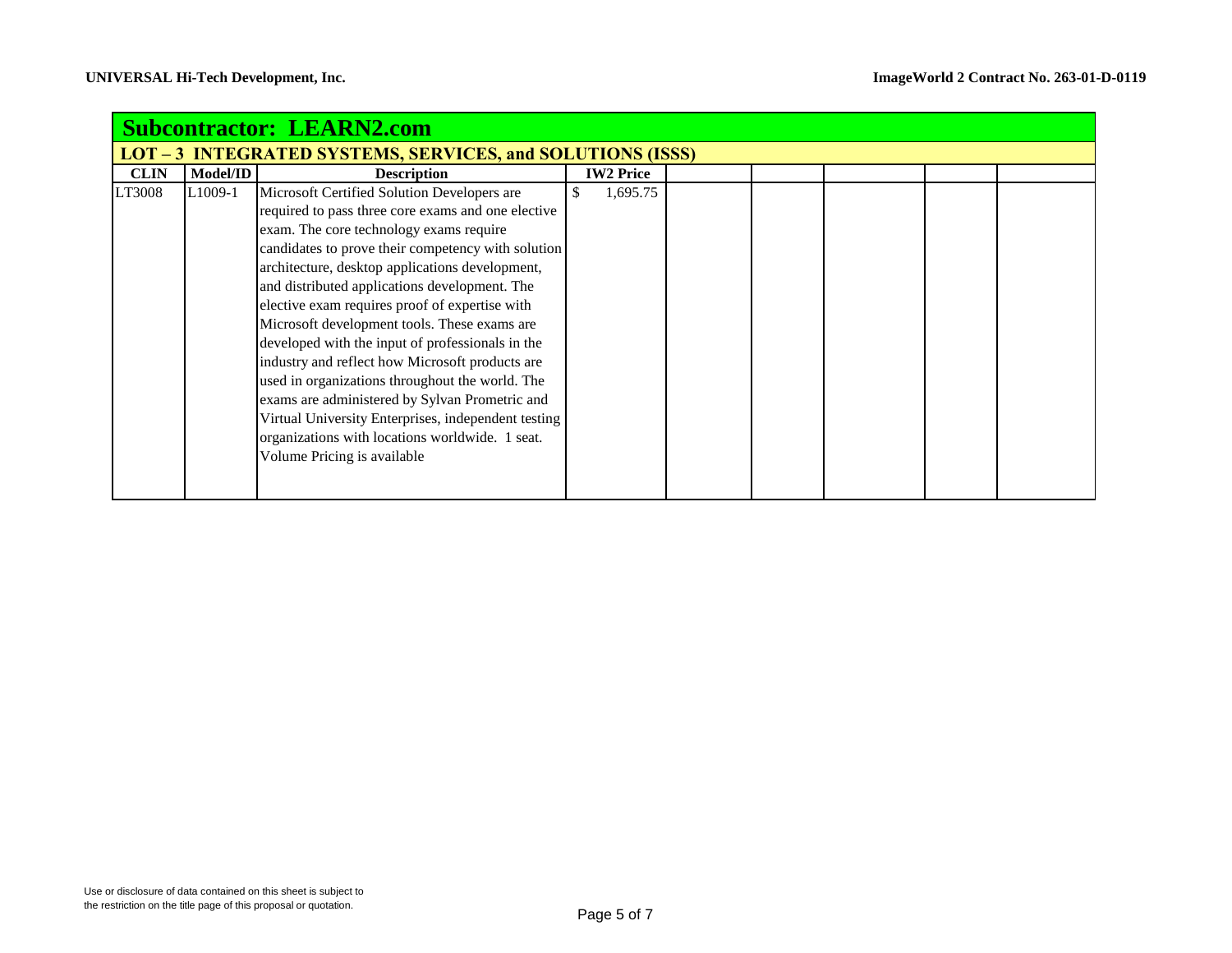## Subcontractor: LEARN2.com

### LOT – 3 INTEGRATED SYSTEMS, SERVICES, and SOLUTIONS (ISSS)

| CLIN | Model/ID | Description | IW2 Price | | | | | |
|---|---|---|---|---|---|---|---|---|
| LT3008 | L1009-1 | Microsoft Certified Solution Developers are required to pass three core exams and one elective exam. The core technology exams require candidates to prove their competency with solution architecture, desktop applications development, and distributed applications development. The elective exam requires proof of expertise with Microsoft development tools. These exams are developed with the input of professionals in the industry and reflect how Microsoft products are used in organizations throughout the world. The exams are administered by Sylvan Prometric and Virtual University Enterprises, independent testing organizations with locations worldwide. 1 seat. Volume Pricing is available | $ 1,695.75 | | | | | |

Use or disclosure of data contained on this sheet is subject to the restriction on the title page of this proposal or quotation.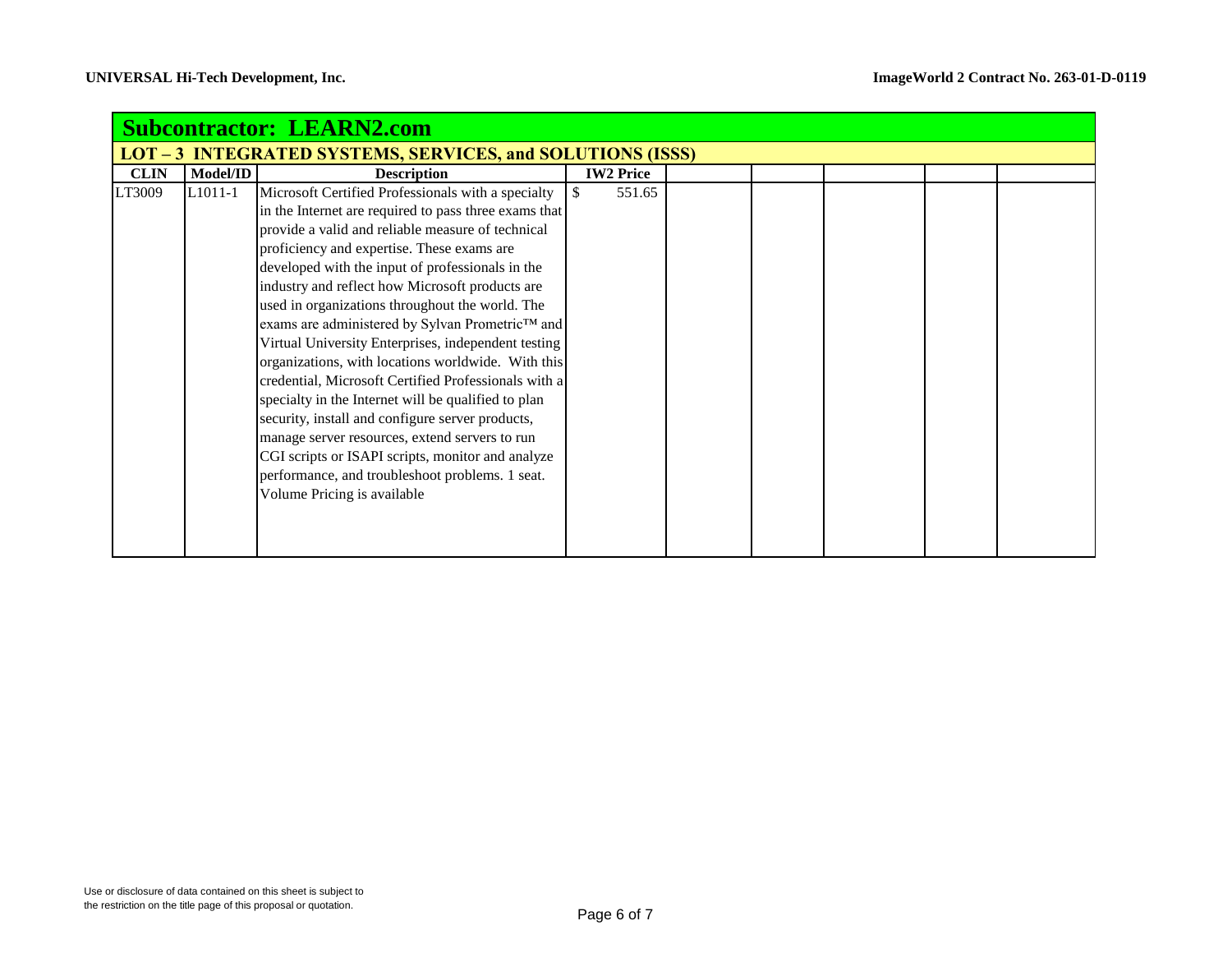## Subcontractor: LEARN2.com

### LOT – 3 INTEGRATED SYSTEMS, SERVICES, and SOLUTIONS (ISSS)

| CLIN | Model/ID | Description | IW2 Price | | | | | |
|---|---|---|---|---|---|---|---|---|
| LT3009 | L1011-1 | Microsoft Certified Professionals with a specialty in the Internet are required to pass three exams that provide a valid and reliable measure of technical proficiency and expertise. These exams are developed with the input of professionals in the industry and reflect how Microsoft products are used in organizations throughout the world. The exams are administered by Sylvan Prometric™ and Virtual University Enterprises, independent testing organizations, with locations worldwide. With this credential, Microsoft Certified Professionals with a specialty in the Internet will be qualified to plan security, install and configure server products, manage server resources, extend servers to run CGI scripts or ISAPI scripts, monitor and analyze performance, and troubleshoot problems. 1 seat. Volume Pricing is available | $ 551.65 | | | | | |

Use or disclosure of data contained on this sheet is subject to the restriction on the title page of this proposal or quotation.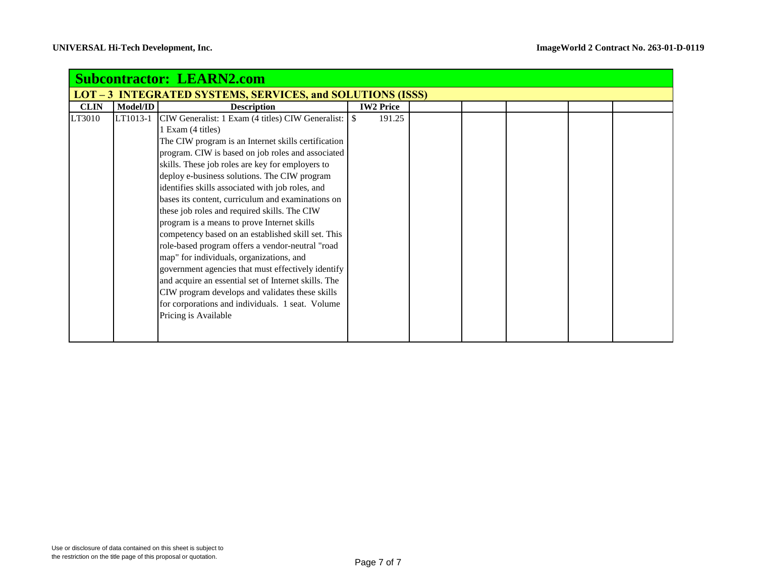| Subcontractor: LEARN2.com | | | | | | | | |
|---|---|---|---|---|---|---|---|---|
| LOT – 3 INTEGRATED SYSTEMS, SERVICES, and SOLUTIONS (ISSS) | | | | | | | | |
| CLIN | Model/ID | Description | IW2 Price | | | | | |
| LT3010 | LT1013-1 | CIW Generalist: 1 Exam (4 titles) CIW Generalist: 1 Exam (4 titles) The CIW program is an Internet skills certification program. CIW is based on job roles and associated skills. These job roles are key for employers to deploy e-business solutions. The CIW program identifies skills associated with job roles, and bases its content, curriculum and examinations on these job roles and required skills. The CIW program is a means to prove Internet skills competency based on an established skill set. This role-based program offers a vendor-neutral "road map" for individuals, organizations, and government agencies that must effectively identify and acquire an essential set of Internet skills. The CIW program develops and validates these skills for corporations and individuals. 1 seat. Volume Pricing is Available | $ 191.25 | | | | | |

Use or disclosure of data contained on this sheet is subject to the restriction on the title page of this proposal or quotation.